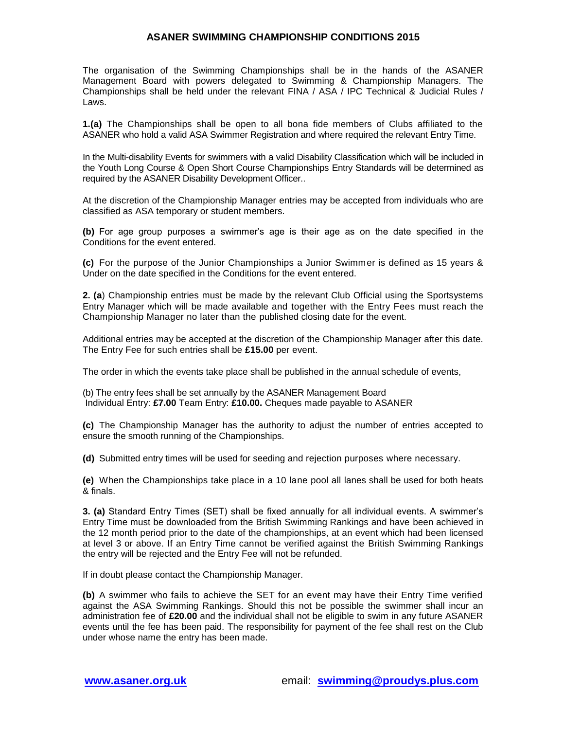# ASANER SWIMMING CHAMPIONSHIP CONDITIONS 2015

The organisation of the Swimming Championships shall be in the hands of the ASANER Management Board with powers delegated to Swimming & Championship Managers. The Championships shall be held under the relevant FINA / ASA / IPC Technical & Judicial Rules / Laws.

**1.(a)** The Championships shall be open to all bona fide members of Clubs affiliated to the ASANER who hold a valid ASA Swimmer Registration and where required the relevant Entry Time.

In the Multi-disability Events for swimmers with a valid Disability Classification which will be included in the Youth Long Course & Open Short Course Championships Entry Standards will be determined as required by the ASANER Disability Development Officer..

At the discretion of the Championship Manager entries may be accepted from individuals who are classified as ASA temporary or student members.

**(b)** For age group purposes a swimmer's age is their age as on the date specified in the Conditions for the event entered.

**(c)** For the purpose of the Junior Championships a Junior Swimmer is defined as 15 years & Under on the date specified in the Conditions for the event entered.

**2. (a**) Championship entries must be made by the relevant Club Official using the Sportsystems Entry Manager which will be made available and together with the Entry Fees must reach the Championship Manager no later than the published closing date for the event.

Additional entries may be accepted at the discretion of the Championship Manager after this date. The Entry Fee for such entries shall be **£15.00** per event.

The order in which the events take place shall be published in the annual schedule of events,

(b) The entry fees shall be set annually by the ASANER Management Board
Individual Entry: **£7.00** Team Entry: **£10.00.** Cheques made payable to ASANER

**(c)** The Championship Manager has the authority to adjust the number of entries accepted to ensure the smooth running of the Championships.

**(d)** Submitted entry times will be used for seeding and rejection purposes where necessary.

**(e)** When the Championships take place in a 10 lane pool all lanes shall be used for both heats & finals.

**3. (a)** Standard Entry Times (SET) shall be fixed annually for all individual events. A swimmer's Entry Time must be downloaded from the British Swimming Rankings and have been achieved in the 12 month period prior to the date of the championships, at an event which had been licensed at level 3 or above. If an Entry Time cannot be verified against the British Swimming Rankings the entry will be rejected and the Entry Fee will not be refunded.

If in doubt please contact the Championship Manager.

**(b)** A swimmer who fails to achieve the SET for an event may have their Entry Time verified against the ASA Swimming Rankings. Should this not be possible the swimmer shall incur an administration fee of **£20.00** and the individual shall not be eligible to swim in any future ASANER events until the fee has been paid. The responsibility for payment of the fee shall rest on the Club under whose name the entry has been made.

**www.asaner.org.uk** email: **swimming@proudys.plus.com**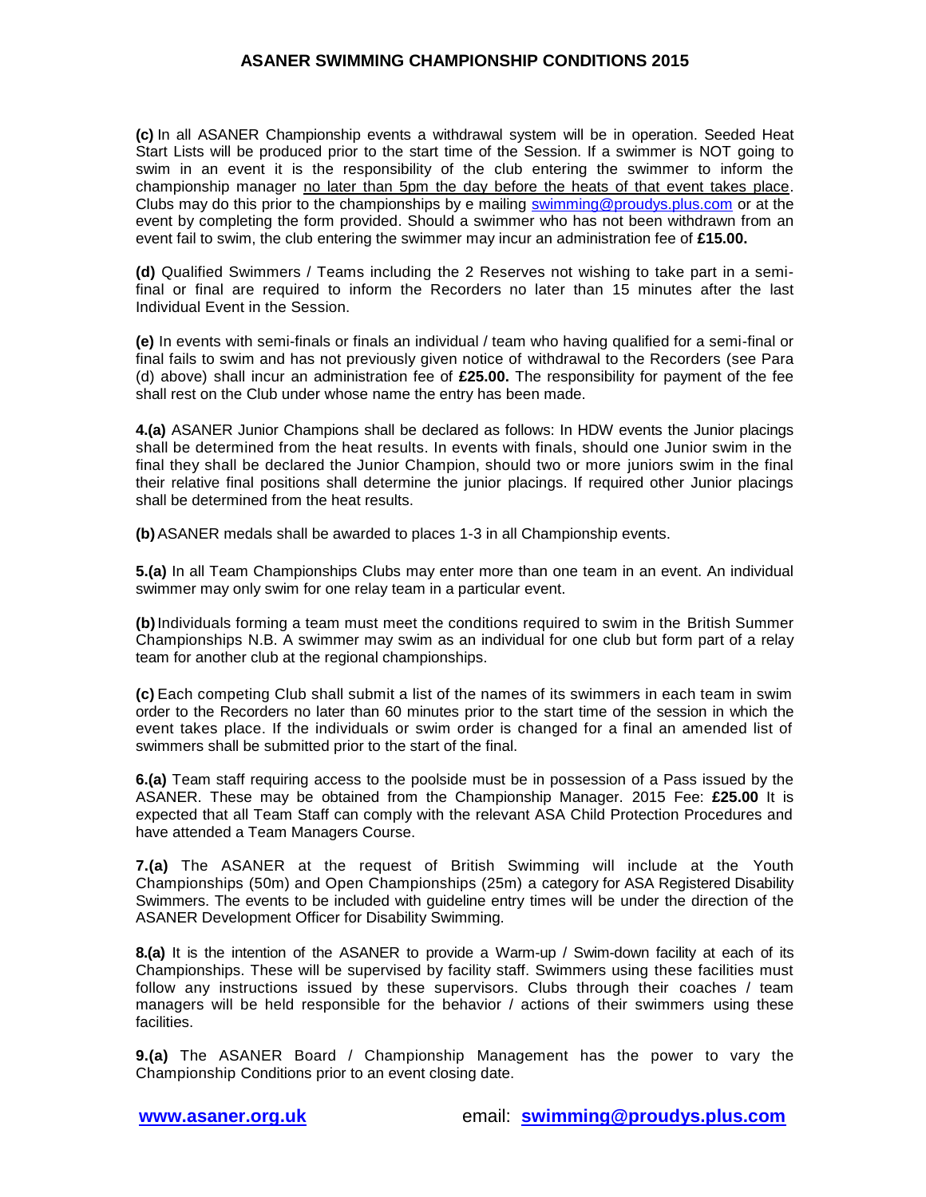**(c)** In all ASANER Championship events a withdrawal system will be in operation. Seeded Heat Start Lists will be produced prior to the start time of the Session. If a swimmer is NOT going to swim in an event it is the responsibility of the club entering the swimmer to inform the championship manager no later than 5pm the day before the heats of that event takes place. Clubs may do this prior to the championships by e mailing swimming@proudys.plus.com or at the event by completing the form provided. Should a swimmer who has not been withdrawn from an event fail to swim, the club entering the swimmer may incur an administration fee of **£15.00.**

**(d)** Qualified Swimmers / Teams including the 2 Reserves not wishing to take part in a semi-final or final are required to inform the Recorders no later than 15 minutes after the last Individual Event in the Session.

**(e)** In events with semi-finals or finals an individual / team who having qualified for a semi-final or final fails to swim and has not previously given notice of withdrawal to the Recorders (see Para (d) above) shall incur an administration fee of **£25.00.** The responsibility for payment of the fee shall rest on the Club under whose name the entry has been made.

**4.(a)** ASANER Junior Champions shall be declared as follows: In HDW events the Junior placings shall be determined from the heat results. In events with finals, should one Junior swim in the final they shall be declared the Junior Champion, should two or more juniors swim in the final their relative final positions shall determine the junior placings. If required other Junior placings shall be determined from the heat results.

**(b)** ASANER medals shall be awarded to places 1-3 in all Championship events.

**5.(a)** In all Team Championships Clubs may enter more than one team in an event. An individual swimmer may only swim for one relay team in a particular event.

**(b)** Individuals forming a team must meet the conditions required to swim in the British Summer Championships N.B. A swimmer may swim as an individual for one club but form part of a relay team for another club at the regional championships.

**(c)** Each competing Club shall submit a list of the names of its swimmers in each team in swim order to the Recorders no later than 60 minutes prior to the start time of the session in which the event takes place. If the individuals or swim order is changed for a final an amended list of swimmers shall be submitted prior to the start of the final.

**6.(a)** Team staff requiring access to the poolside must be in possession of a Pass issued by the ASANER. These may be obtained from the Championship Manager. 2015 Fee: **£25.00** It is expected that all Team Staff can comply with the relevant ASA Child Protection Procedures and have attended a Team Managers Course.

**7.(a)** The ASANER at the request of British Swimming will include at the Youth Championships (50m) and Open Championships (25m) a category for ASA Registered Disability Swimmers. The events to be included with guideline entry times will be under the direction of the ASANER Development Officer for Disability Swimming.

**8.(a)** It is the intention of the ASANER to provide a Warm-up / Swim-down facility at each of its Championships. These will be supervised by facility staff. Swimmers using these facilities must follow any instructions issued by these supervisors. Clubs through their coaches / team managers will be held responsible for the behavior / actions of their swimmers using these facilities.

**9.(a)** The ASANER Board / Championship Management has the power to vary the Championship Conditions prior to an event closing date.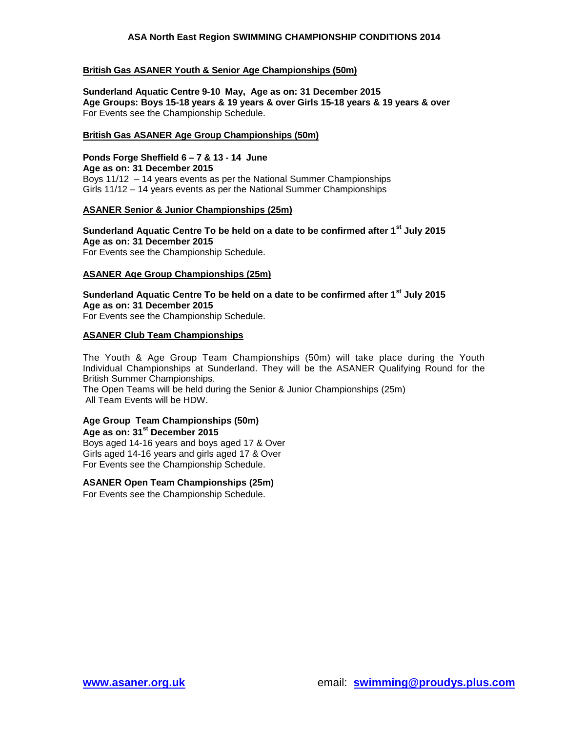## ASA North East Region SWIMMING CHAMPIONSHIP CONDITIONS 2014

### British Gas ASANER Youth & Senior Age Championships (50m)

**Sunderland Aquatic Centre 9-10 May, Age as on: 31 December 2015**
**Age Groups: Boys 15-18 years & 19 years & over Girls 15-18 years & 19 years & over**
For Events see the Championship Schedule.

### British Gas ASANER Age Group Championships (50m)

**Ponds Forge Sheffield 6 – 7 & 13 - 14 June**
**Age as on: 31 December 2015**
Boys 11/12 – 14 years events as per the National Summer Championships
Girls 11/12 – 14 years events as per the National Summer Championships

### ASANER Senior & Junior Championships (25m)

**Sunderland Aquatic Centre To be held on a date to be confirmed after 1st July 2015**
**Age as on: 31 December 2015**
For Events see the Championship Schedule.

### ASANER Age Group Championships (25m)

**Sunderland Aquatic Centre To be held on a date to be confirmed after 1st July 2015**
**Age as on: 31 December 2015**
For Events see the Championship Schedule.

### ASANER Club Team Championships

The Youth & Age Group Team Championships (50m) will take place during the Youth Individual Championships at Sunderland. They will be the ASANER Qualifying Round for the British Summer Championships.
The Open Teams will be held during the Senior & Junior Championships (25m)
All Team Events will be HDW.

**Age Group Team Championships (50m)**
**Age as on: 31st December 2015**
Boys aged 14-16 years and boys aged 17 & Over
Girls aged 14-16 years and girls aged 17 & Over
For Events see the Championship Schedule.

**ASANER Open Team Championships (25m)**
For Events see the Championship Schedule.

www.asaner.org.uk email: swimming@proudys.plus.com